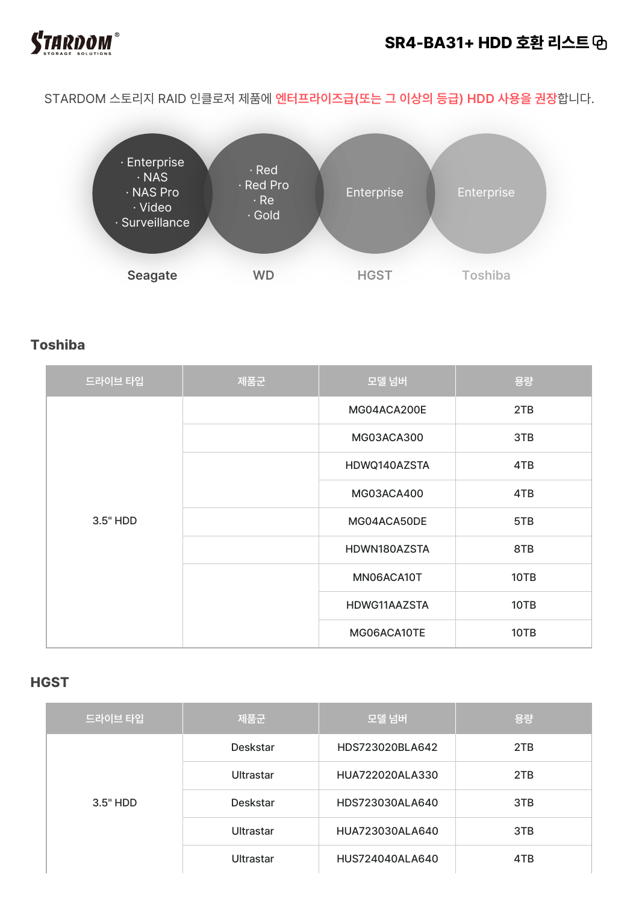**STARDOM** STORAGE SOLUTIONS

# SR4-BA31+ HDD 호환 리스트

STARDOM 스토리지 RAID 인클로저 제품에 **엔터프라이즈급(또는 그 이상의 등급) HDD 사용을 권장**합니다.

**Seagate**
- Enterprise
- NAS
- NAS Pro
- Video
- Surveillance

**WD**
- Red
- Red Pro
- Re
- Gold

**HGST**
- Enterprise

**Toshiba**
- Enterprise

## Toshiba

| 드라이브 타입 | 제품군 | 모델 넘버 | 용량 |
|---|---|---|---|
| 3.5" HDD | | MG04ACA200E | 2TB |
| | | MG03ACA300 | 3TB |
| | | HDWQ140AZSTA | 4TB |
| | | MG03ACA400 | 4TB |
| | | MG04ACA50DE | 5TB |
| | | HDWN180AZSTA | 8TB |
| | | MN06ACA10T | 10TB |
| | | HDWG11AAZSTA | 10TB |
| | | MG06ACA10TE | 10TB |

## HGST

| 드라이브 타입 | 제품군 | 모델 넘버 | 용량 |
|---|---|---|---|
| 3.5" HDD | Deskstar | HDS723020BLA642 | 2TB |
| | Ultrastar | HUA722020ALA330 | 2TB |
| | Deskstar | HDS723030ALA640 | 3TB |
| | Ultrastar | HUA723030ALA640 | 3TB |
| | Ultrastar | HUS724040ALA640 | 4TB |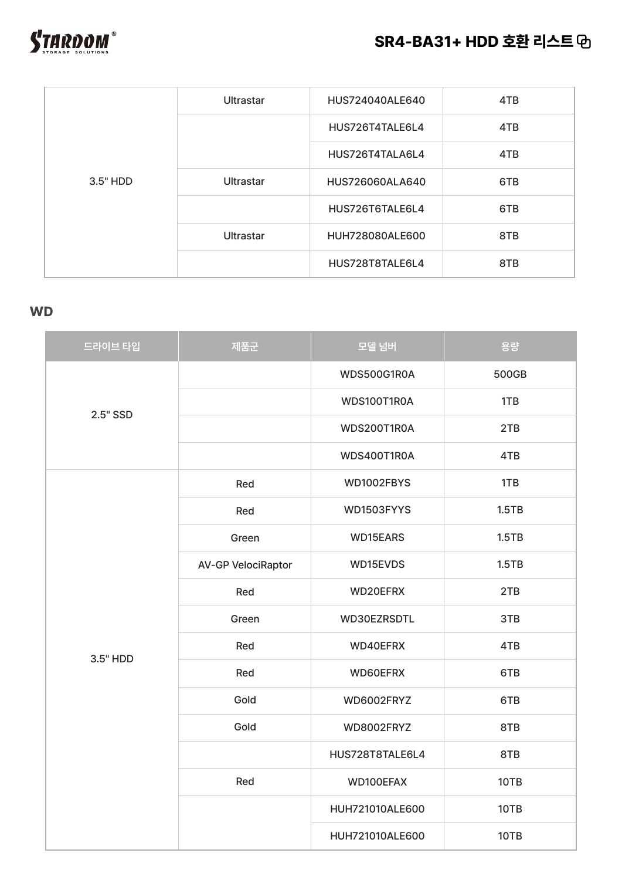| | | | |
|---|---|---|---|
| 3.5" HDD | Ultrastar | HUS724040ALE640 | 4TB |
| | | HUS726T4TALE6L4 | 4TB |
| | | HUS726T4TALA6L4 | 4TB |
| | Ultrastar | HUS726060ALA640 | 6TB |
| | | HUS726T6TALE6L4 | 6TB |
| | Ultrastar | HUH728080ALE600 | 8TB |
| | | HUS728T8TALE6L4 | 8TB |

## WD

| 드라이브 타입 | 제품군 | 모델 넘버 | 용량 |
|---|---|---|---|
| 2.5" SSD | | WDS500G1R0A | 500GB |
| | | WDS100T1R0A | 1TB |
| | | WDS200T1R0A | 2TB |
| | | WDS400T1R0A | 4TB |
| 3.5" HDD | Red | WD1002FBYS | 1TB |
| | Red | WD1503FYYS | 1.5TB |
| | Green | WD15EARS | 1.5TB |
| | AV-GP VelociRaptor | WD15EVDS | 1.5TB |
| | Red | WD20EFRX | 2TB |
| | Green | WD30EZRSDTL | 3TB |
| | Red | WD40EFRX | 4TB |
| | Red | WD60EFRX | 6TB |
| | Gold | WD6002FRYZ | 6TB |
| | Gold | WD8002FRYZ | 8TB |
| | | HUS728T8TALE6L4 | 8TB |
| | Red | WD100EFAX | 10TB |
| | | HUH721010ALE600 | 10TB |
| | | HUH721010ALE600 | 10TB |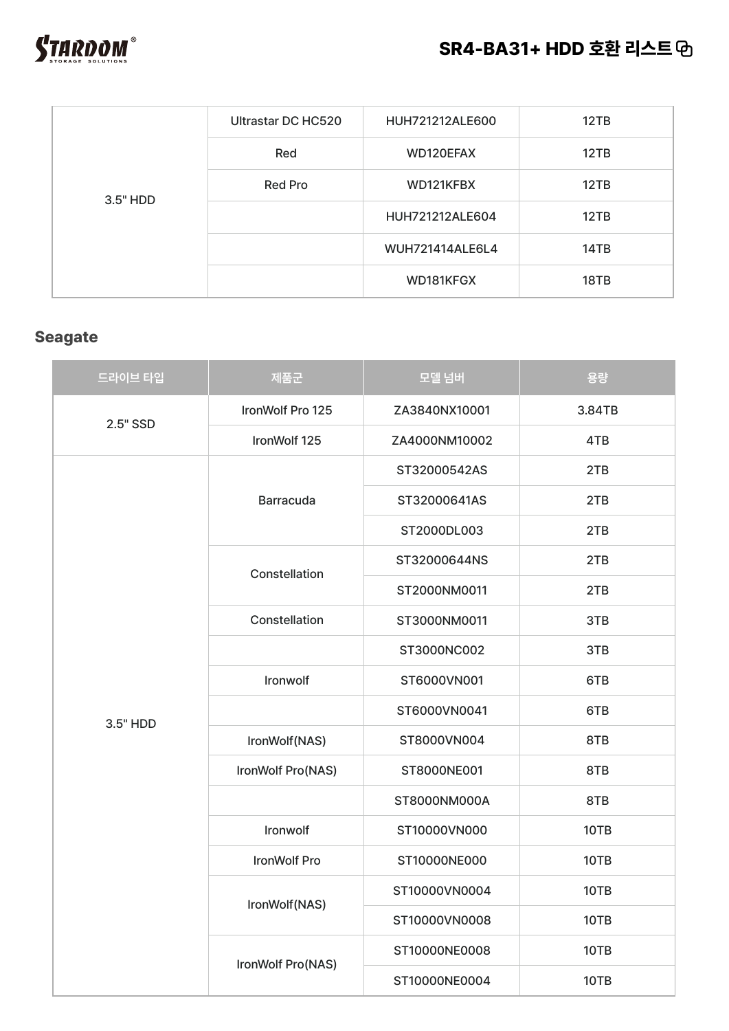| | | | |
|---|---|---|---|
| 3.5" HDD | Ultrastar DC HC520 | HUH721212ALE600 | 12TB |
| | Red | WD120EFAX | 12TB |
| | Red Pro | WD121KFBX | 12TB |
| | | HUH721212ALE604 | 12TB |
| | | WUH721414ALE6L4 | 14TB |
| | | WD181KFGX | 18TB |

## Seagate

| 드라이브 타입 | 제품군 | 모델 넘버 | 용량 |
|---|---|---|---|
| 2.5" SSD | IronWolf Pro 125 | ZA3840NX10001 | 3.84TB |
| | IronWolf 125 | ZA4000NM10002 | 4TB |
| 3.5" HDD | Barracuda | ST32000542AS | 2TB |
| | | ST32000641AS | 2TB |
| | | ST2000DL003 | 2TB |
| | Constellation | ST32000644NS | 2TB |
| | | ST2000NM0011 | 2TB |
| | Constellation | ST3000NM0011 | 3TB |
| | | ST3000NC002 | 3TB |
| | Ironwolf | ST6000VN001 | 6TB |
| | | ST6000VN0041 | 6TB |
| | IronWolf(NAS) | ST8000VN004 | 8TB |
| | IronWolf Pro(NAS) | ST8000NE001 | 8TB |
| | | ST8000NM000A | 8TB |
| | Ironwolf | ST10000VN000 | 10TB |
| | IronWolf Pro | ST10000NE000 | 10TB |
| | IronWolf(NAS) | ST10000VN0004 | 10TB |
| | | ST10000VN0008 | 10TB |
| | IronWolf Pro(NAS) | ST10000NE0008 | 10TB |
| | | ST10000NE0004 | 10TB |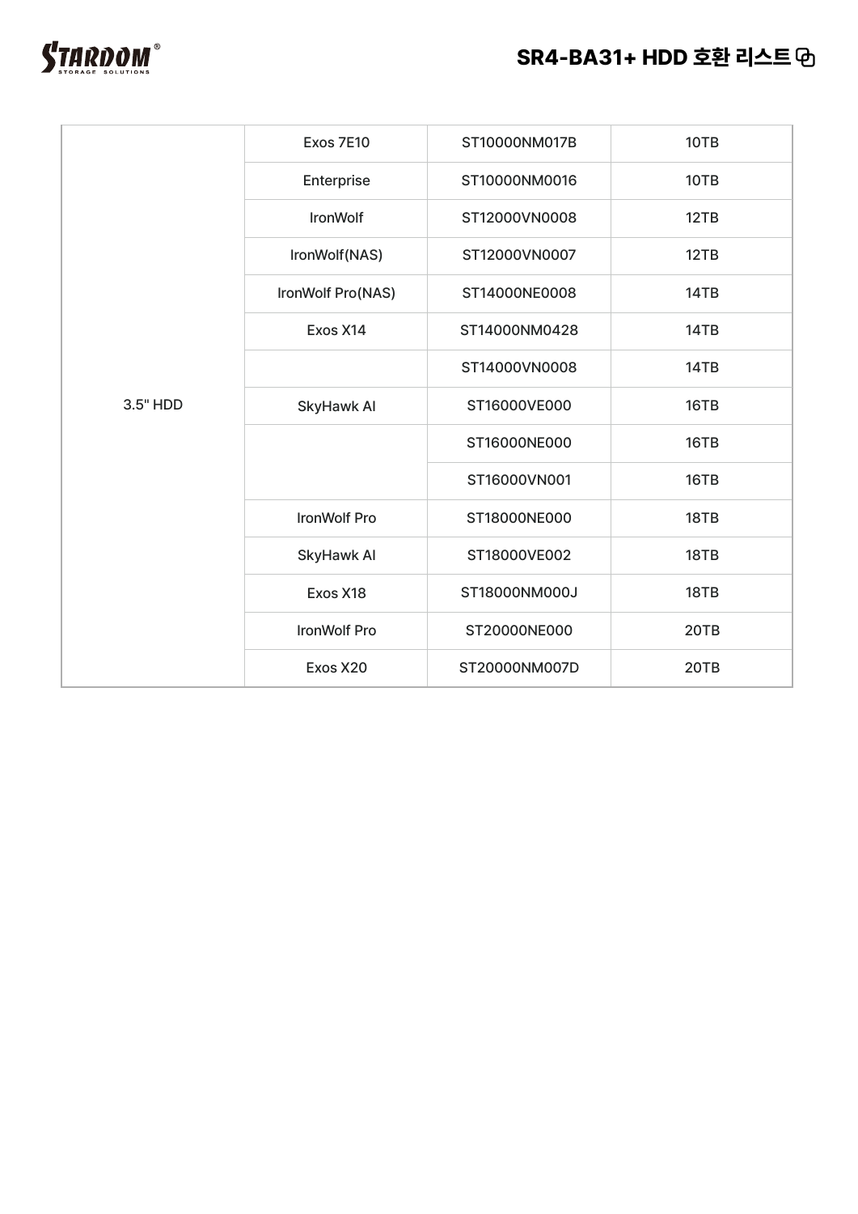| | | | |
|---|---|---|---|
| 3.5" HDD | Exos 7E10 | ST10000NM017B | 10TB |
| | Enterprise | ST10000NM0016 | 10TB |
| | IronWolf | ST12000VN0008 | 12TB |
| | IronWolf(NAS) | ST12000VN0007 | 12TB |
| | IronWolf Pro(NAS) | ST14000NE0008 | 14TB |
| | Exos X14 | ST14000NM0428 | 14TB |
| | | ST14000VN0008 | 14TB |
| | SkyHawk AI | ST16000VE000 | 16TB |
| | | ST16000NE000 | 16TB |
| | | ST16000VN001 | 16TB |
| | IronWolf Pro | ST18000NE000 | 18TB |
| | SkyHawk AI | ST18000VE002 | 18TB |
| | Exos X18 | ST18000NM000J | 18TB |
| | IronWolf Pro | ST20000NE000 | 20TB |
| | Exos X20 | ST20000NM007D | 20TB |